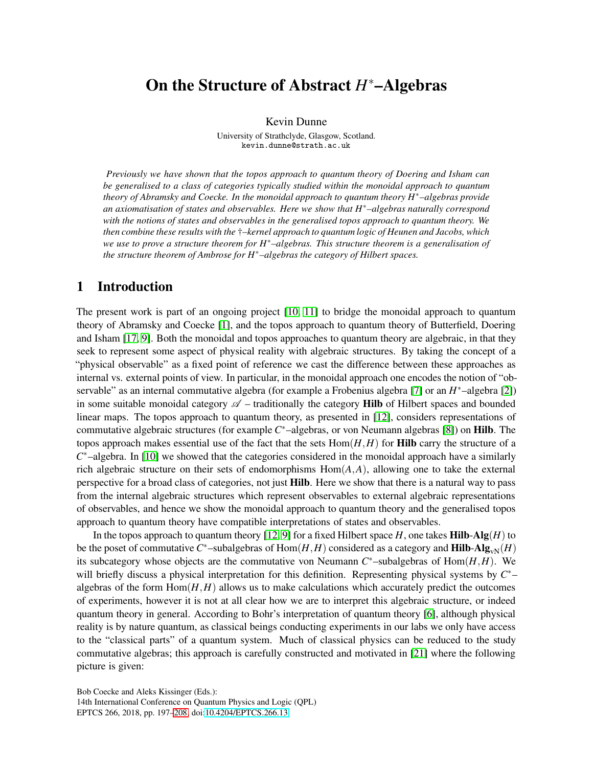# On the Structure of Abstract $H^*$–Algebras

Kevin Dunne

University of Strathclyde, Glasgow, Scotland.
kevin.dunne@strath.ac.uk

*Previously we have shown that the topos approach to quantum theory of Doering and Isham can be generalised to a class of categories typically studied within the monoidal approach to quantum theory of Abramsky and Coecke. In the monoidal approach to quantum theory $H^*$–algebras provide an axiomatisation of states and observables. Here we show that $H^*$–algebras naturally correspond with the notions of states and observables in the generalised topos approach to quantum theory. We then combine these results with the †–kernel approach to quantum logic of Heunen and Jacobs, which we use to prove a structure theorem for $H^*$–algebras. This structure theorem is a generalisation of the structure theorem of Ambrose for $H^*$–algebras the category of Hilbert spaces.*

## 1 Introduction

The present work is part of an ongoing project [10, 11] to bridge the monoidal approach to quantum theory of Abramsky and Coecke [1], and the topos approach to quantum theory of Butterfield, Doering and Isham [17, 9]. Both the monoidal and topos approaches to quantum theory are algebraic, in that they seek to represent some aspect of physical reality with algebraic structures. By taking the concept of a "physical observable" as a fixed point of reference we cast the difference between these approaches as internal vs. external points of view. In particular, in the monoidal approach one encodes the notion of "observable" as an internal commutative algebra (for example a Frobenius algebra [7] or an $H^*$–algebra [2]) in some suitable monoidal category $\mathscr{A}$ – traditionally the category **Hilb** of Hilbert spaces and bounded linear maps. The topos approach to quantum theory, as presented in [12], considers representations of commutative algebraic structures (for example $C^*$–algebras, or von Neumann algebras [8]) on **Hilb**. The topos approach makes essential use of the fact that the sets $\mathrm{Hom}(H,H)$ for **Hilb** carry the structure of a $C^*$–algebra. In [10] we showed that the categories considered in the monoidal approach have a similarly rich algebraic structure on their sets of endomorphisms $\mathrm{Hom}(A,A)$, allowing one to take the external perspective for a broad class of categories, not just **Hilb**. Here we show that there is a natural way to pass from the internal algebraic structures which represent observables to external algebraic representations of observables, and hence we show the monoidal approach to quantum theory and the generalised topos approach to quantum theory have compatible interpretations of states and observables.

In the topos approach to quantum theory [12, 9] for a fixed Hilbert space $H$, one takes $\mathbf{Hilb}\text{-}\mathbf{Alg}(H)$ to be the poset of commutative $C^*$–subalgebras of $\mathrm{Hom}(H,H)$ considered as a category and $\mathbf{Hilb}\text{-}\mathbf{Alg}_{\mathrm{vN}}(H)$ its subcategory whose objects are the commutative von Neumann $C^*$–subalgebras of $\mathrm{Hom}(H,H)$. We will briefly discuss a physical interpretation for this definition. Representing physical systems by $C^*$–algebras of the form $\mathrm{Hom}(H,H)$ allows us to make calculations which accurately predict the outcomes of experiments, however it is not at all clear how we are to interpret this algebraic structure, or indeed quantum theory in general. According to Bohr's interpretation of quantum theory [6], although physical reality is by nature quantum, as classical beings conducting experiments in our labs we only have access to the "classical parts" of a quantum system. Much of classical physics can be reduced to the study commutative algebras; this approach is carefully constructed and motivated in [21] where the following picture is given: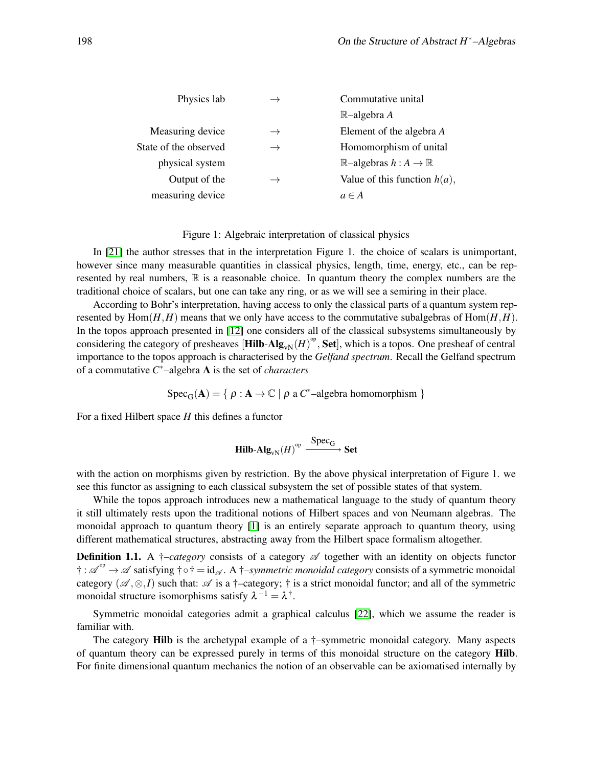| Physics lab | $\rightarrow$ | Commutative unital $\mathbb{R}$–algebra $A$ |
| --- | --- | --- |
| Measuring device | $\rightarrow$ | Element of the algebra $A$ |
| State of the observed physical system | $\rightarrow$ | Homomorphism of unital $\mathbb{R}$–algebras $h : A \rightarrow \mathbb{R}$ |
| Output of the measuring device | $\rightarrow$ | Value of this function $h(a)$, $a \in A$ |

Figure 1: Algebraic interpretation of classical physics

In [21] the author stresses that in the interpretation Figure 1. the choice of scalars is unimportant, however since many measurable quantities in classical physics, length, time, energy, etc., can be represented by real numbers, $\mathbb{R}$ is a reasonable choice. In quantum theory the complex numbers are the traditional choice of scalars, but one can take any ring, or as we will see a semiring in their place.

According to Bohr's interpretation, having access to only the classical parts of a quantum system represented by $\mathrm{Hom}(H,H)$ means that we only have access to the commutative subalgebras of $\mathrm{Hom}(H,H)$. In the topos approach presented in [12] one considers all of the classical subsystems simultaneously by considering the category of presheaves $[\mathbf{Hilb}\text{-}\mathbf{Alg}_{\mathrm{vN}}(H)^{\mathrm{op}}, \mathbf{Set}]$, which is a topos. One presheaf of central importance to the topos approach is characterised by the *Gelfand spectrum*. Recall the Gelfand spectrum of a commutative $C^*$–algebra $\mathbf{A}$ is the set of *characters*

$$\mathrm{Spec}_{\mathrm{G}}(\mathbf{A}) = \{\ \rho : \mathbf{A} \rightarrow \mathbb{C} \mid \rho \text{ a } C^*\text{–algebra homomorphism}\ \}$$

For a fixed Hilbert space $H$ this defines a functor

$$\mathbf{Hilb}\text{-}\mathbf{Alg}_{\mathrm{vN}}(H)^{\mathrm{op}} \xrightarrow{\ \mathrm{Spec}_{\mathrm{G}}\ } \mathbf{Set}$$

with the action on morphisms given by restriction. By the above physical interpretation of Figure 1. we see this functor as assigning to each classical subsystem the set of possible states of that system.

While the topos approach introduces new a mathematical language to the study of quantum theory it still ultimately rests upon the traditional notions of Hilbert spaces and von Neumann algebras. The monoidal approach to quantum theory [1] is an entirely separate approach to quantum theory, using different mathematical structures, abstracting away from the Hilbert space formalism altogether.

**Definition 1.1.** A *†–category* consists of a category $\mathscr{A}$ together with an identity on objects functor $\dagger : \mathscr{A}^{\mathrm{op}} \rightarrow \mathscr{A}$ satisfying $\dagger \circ \dagger = \mathrm{id}_{\mathscr{A}}$. A *†–symmetric monoidal category* consists of a symmetric monoidal category $(\mathscr{A}, \otimes, I)$ such that: $\mathscr{A}$ is a †–category; † is a strict monoidal functor; and all of the symmetric monoidal structure isomorphisms satisfy $\lambda^{-1} = \lambda^{\dagger}$.

Symmetric monoidal categories admit a graphical calculus [22], which we assume the reader is familiar with.

The category **Hilb** is the archetypal example of a †–symmetric monoidal category. Many aspects of quantum theory can be expressed purely in terms of this monoidal structure on the category **Hilb**. For finite dimensional quantum mechanics the notion of an observable can be axiomatised internally by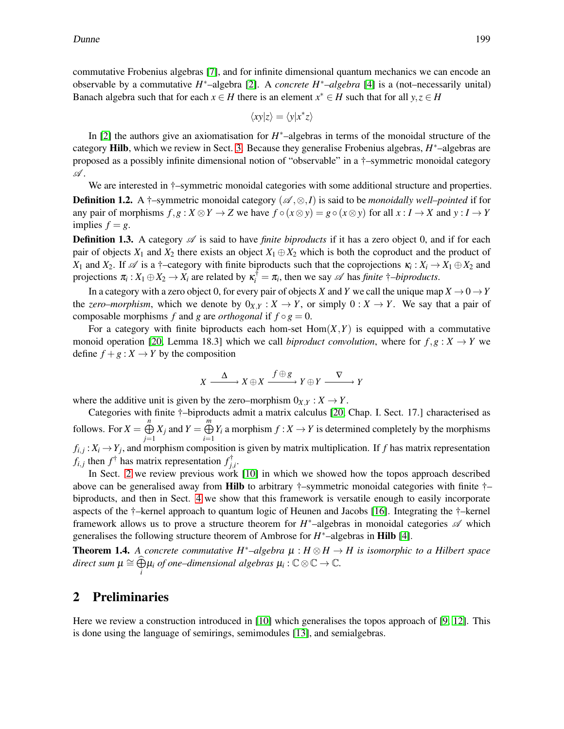commutative Frobenius algebras [7], and for infinite dimensional quantum mechanics we can encode an observable by a commutative $H^*$–algebra [2]. A *concrete $H^*$–algebra* [4] is a (not–necessarily unital) Banach algebra such that for each $x \in H$ there is an element $x^* \in H$ such that for all $y, z \in H$

$$\langle xy | z \rangle = \langle y | x^* z \rangle$$

In [2] the authors give an axiomatisation for $H^*$–algebras in terms of the monoidal structure of the category **Hilb**, which we review in Sect. 3. Because they generalise Frobenius algebras, $H^*$–algebras are proposed as a possibly infinite dimensional notion of "observable" in a †–symmetric monoidal category $\mathscr{A}$.

We are interested in †–symmetric monoidal categories with some additional structure and properties.

**Definition 1.2.** A †–symmetric monoidal category $(\mathscr{A}, \otimes, I)$ is said to be *monoidally well–pointed* if for any pair of morphisms $f, g : X \otimes Y \to Z$ we have $f \circ (x \otimes y) = g \circ (x \otimes y)$ for all $x : I \to X$ and $y : I \to Y$ implies $f = g$.

**Definition 1.3.** A category $\mathscr{A}$ is said to have *finite biproducts* if it has a zero object 0, and if for each pair of objects $X_1$ and $X_2$ there exists an object $X_1 \oplus X_2$ which is both the coproduct and the product of $X_1$ and $X_2$. If $\mathscr{A}$ is a †–category with finite biproducts such that the coprojections $\kappa_i : X_i \to X_1 \oplus X_2$ and projections $\pi_i : X_1 \oplus X_2 \to X_i$ are related by $\kappa_i^\dagger = \pi_i$, then we say $\mathscr{A}$ has *finite †–biproducts*.

In a category with a zero object 0, for every pair of objects $X$ and $Y$ we call the unique map $X \to 0 \to Y$ the *zero–morphism*, which we denote by $0_{X,Y} : X \to Y$, or simply $0 : X \to Y$. We say that a pair of composable morphisms $f$ and $g$ are *orthogonal* if $f \circ g = 0$.

For a category with finite biproducts each hom-set $\mathrm{Hom}(X,Y)$ is equipped with a commutative monoid operation [20, Lemma 18.3] which we call *biproduct convolution*, where for $f, g : X \to Y$ we define $f + g : X \to Y$ by the composition

$$X \xrightarrow{\ \Delta\ } X \oplus X \xrightarrow{\ f \oplus g\ } Y \oplus Y \xrightarrow{\ \nabla\ } Y$$

where the additive unit is given by the zero–morphism $0_{X,Y} : X \to Y$.

Categories with finite †–biproducts admit a matrix calculus [20, Chap. I. Sect. 17.] characterised as follows. For $X = \bigoplus_{j=1}^{n} X_j$ and $Y = \bigoplus_{i=1}^{m} Y_i$ a morphism $f : X \to Y$ is determined completely by the morphisms $f_{i,j} : X_i \to Y_j$, and morphism composition is given by matrix multiplication. If $f$ has matrix representation $f_{i,j}$ then $f^\dagger$ has matrix representation $f_{j,i}^\dagger$.

In Sect. 2 we review previous work [10] in which we showed how the topos approach described above can be generalised away from **Hilb** to arbitrary †–symmetric monoidal categories with finite †–biproducts, and then in Sect. 4 we show that this framework is versatile enough to easily incorporate aspects of the †–kernel approach to quantum logic of Heunen and Jacobs [16]. Integrating the †–kernel framework allows us to prove a structure theorem for $H^*$–algebras in monoidal categories $\mathscr{A}$ which generalises the following structure theorem of Ambrose for $H^*$–algebras in **Hilb** [4].

**Theorem 1.4.** *A concrete commutative $H^*$–algebra $\mu : H \otimes H \to H$ is isomorphic to a Hilbert space direct sum $\mu \cong \bigoplus_i \mu_i$ of one–dimensional algebras $\mu_i : \mathbb{C} \otimes \mathbb{C} \to \mathbb{C}$.*

## 2 Preliminaries

Here we review a construction introduced in [10] which generalises the topos approach of [9, 12]. This is done using the language of semirings, semimodules [13], and semialgebras.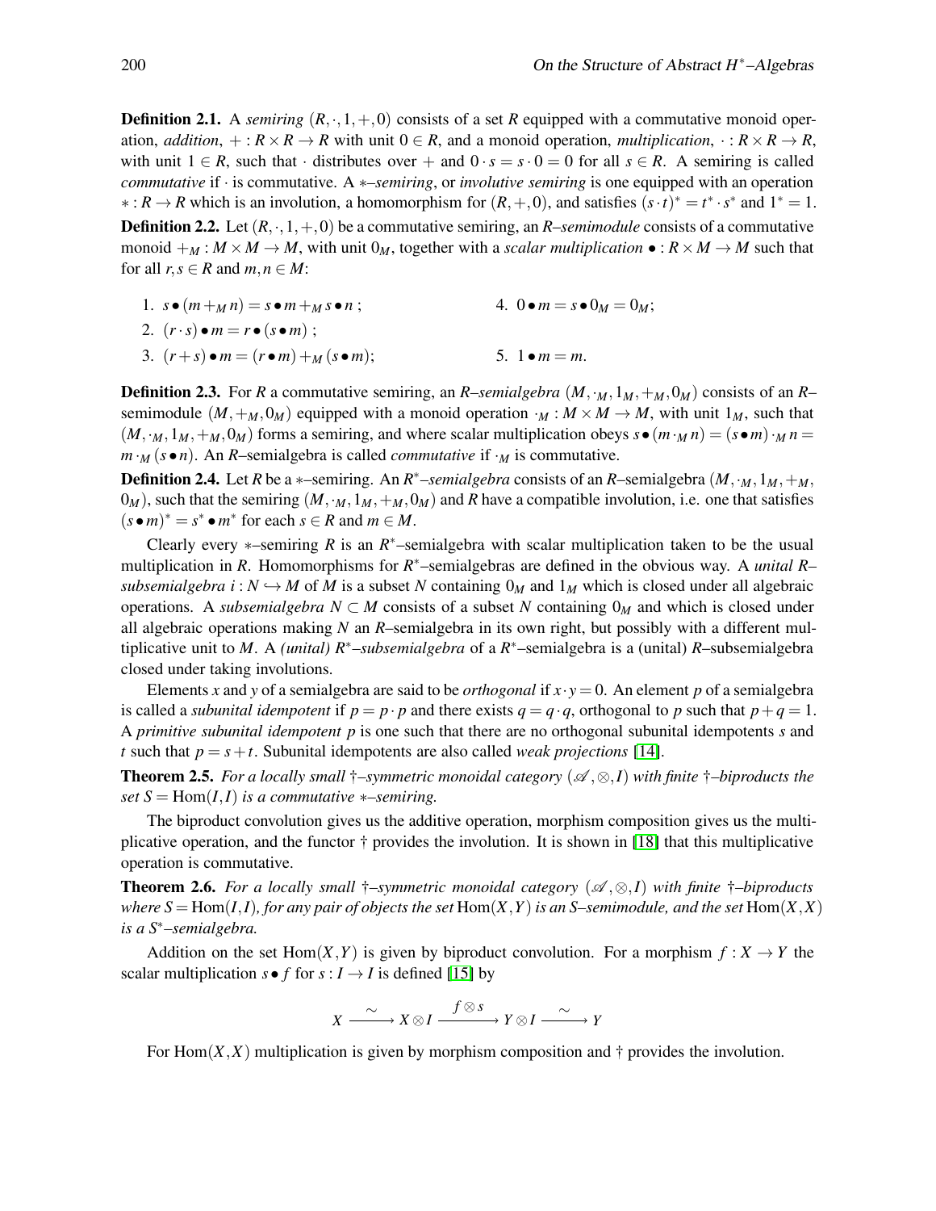**Definition 2.1.** A *semiring* $(R,\cdot,1,+,0)$ consists of a set $R$ equipped with a commutative monoid operation, *addition*, $+ : R\times R \to R$ with unit $0 \in R$, and a monoid operation, *multiplication*, $\cdot : R\times R \to R$, with unit $1 \in R$, such that $\cdot$ distributes over $+$ and $0\cdot s = s\cdot 0 = 0$ for all $s \in R$. A semiring is called *commutative* if $\cdot$ is commutative. A $*$*–semiring*, or *involutive semiring* is one equipped with an operation $* : R \to R$ which is an involution, a homomorphism for $(R,+,0)$, and satisfies $(s\cdot t)^* = t^*\cdot s^*$ and $1^* = 1$.

**Definition 2.2.** Let $(R,\cdot,1,+,0)$ be a commutative semiring, an *R–semimodule* consists of a commutative monoid $+_M : M\times M \to M$, with unit $0_M$, together with a *scalar multiplication* $\bullet : R\times M \to M$ such that for all $r,s \in R$ and $m,n \in M$:

1. $s\bullet(m +_M n) = s\bullet m +_M s\bullet n$ ;
2. $(r\cdot s)\bullet m = r\bullet(s\bullet m)$ ;
3. $(r+s)\bullet m = (r\bullet m) +_M (s\bullet m)$;
4. $0\bullet m = s\bullet 0_M = 0_M$;
5. $1\bullet m = m$.

**Definition 2.3.** For $R$ a commutative semiring, an *R–semialgebra* $(M,\cdot_M,1_M,+_M,0_M)$ consists of an $R$–semimodule $(M,+_M,0_M)$ equipped with a monoid operation $\cdot_M : M\times M \to M$, with unit $1_M$, such that $(M,\cdot_M,1_M,+_M,0_M)$ forms a semiring, and where scalar multiplication obeys $s\bullet(m\cdot_M n) = (s\bullet m)\cdot_M n = m\cdot_M (s\bullet n)$. An $R$–semialgebra is called *commutative* if $\cdot_M$ is commutative.

**Definition 2.4.** Let $R$ be a $*$–semiring. An *$R^*$–semialgebra* consists of an $R$–semialgebra $(M,\cdot_M,1_M,+_M,0_M)$, such that the semiring $(M,\cdot_M,1_M,+_M,0_M)$ and $R$ have a compatible involution, i.e. one that satisfies $(s\bullet m)^* = s^*\bullet m^*$ for each $s \in R$ and $m \in M$.

Clearly every $*$–semiring $R$ is an $R^*$–semialgebra with scalar multiplication taken to be the usual multiplication in $R$. Homomorphisms for $R^*$–semialgebras are defined in the obvious way. A *unital R–subsemialgebra* $i : N \hookrightarrow M$ of $M$ is a subset $N$ containing $0_M$ and $1_M$ which is closed under all algebraic operations. A *subsemialgebra* $N \subset M$ consists of a subset $N$ containing $0_M$ and which is closed under all algebraic operations making $N$ an $R$–semialgebra in its own right, but possibly with a different multiplicative unit to $M$. A *(unital) $R^*$–subsemialgebra* of a $R^*$–semialgebra is a (unital) $R$–subsemialgebra closed under taking involutions.

Elements $x$ and $y$ of a semialgebra are said to be *orthogonal* if $x\cdot y = 0$. An element $p$ of a semialgebra is called a *subunital idempotent* if $p = p\cdot p$ and there exists $q = q\cdot q$, orthogonal to $p$ such that $p+q = 1$. A *primitive subunital idempotent* $p$ is one such that there are no orthogonal subunital idempotents $s$ and $t$ such that $p = s+t$. Subunital idempotents are also called *weak projections* [14].

**Theorem 2.5.** *For a locally small †–symmetric monoidal category $(\mathscr{A},\otimes,I)$ with finite †–biproducts the set $S = \mathrm{Hom}(I,I)$ is a commutative $*$–semiring.*

The biproduct convolution gives us the additive operation, morphism composition gives us the multiplicative operation, and the functor † provides the involution. It is shown in [18] that this multiplicative operation is commutative.

**Theorem 2.6.** *For a locally small †–symmetric monoidal category $(\mathscr{A},\otimes,I)$ with finite †–biproducts where $S = \mathrm{Hom}(I,I)$, for any pair of objects the set $\mathrm{Hom}(X,Y)$ is an $S$–semimodule, and the set $\mathrm{Hom}(X,X)$ is a $S^*$–semialgebra.*

Addition on the set $\mathrm{Hom}(X,Y)$ is given by biproduct convolution. For a morphism $f : X \to Y$ the scalar multiplication $s\bullet f$ for $s : I \to I$ is defined [15] by

$$X \xrightarrow{\;\sim\;} X\otimes I \xrightarrow{\;f\otimes s\;} Y\otimes I \xrightarrow{\;\sim\;} Y$$

For $\mathrm{Hom}(X,X)$ multiplication is given by morphism composition and † provides the involution.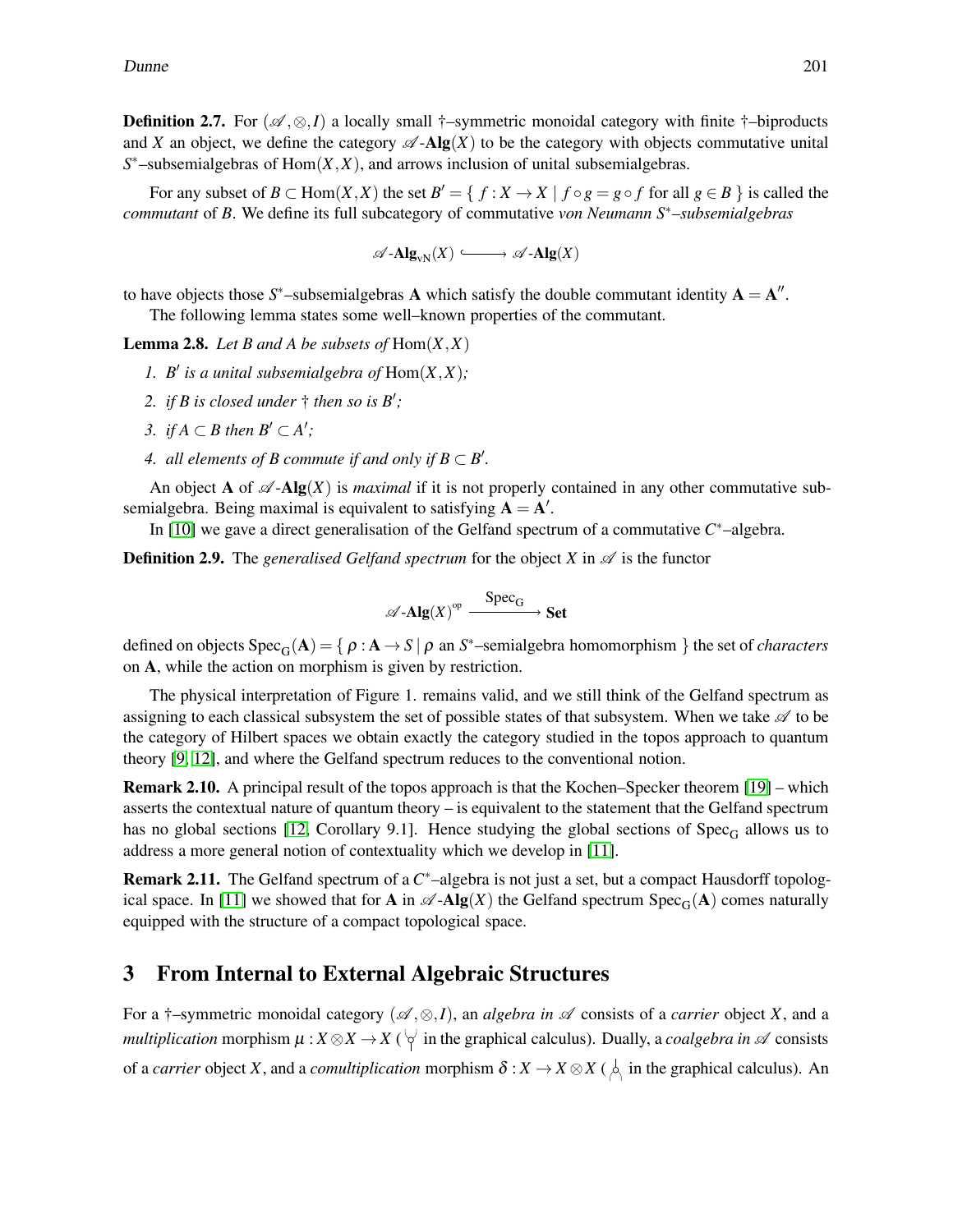**Definition 2.7.** For $(\mathscr{A}, \otimes, I)$ a locally small †–symmetric monoidal category with finite †–biproducts and $X$ an object, we define the category $\mathscr{A}\text{-}\mathbf{Alg}(X)$ to be the category with objects commutative unital $S^*$–subsemialgebras of $\mathrm{Hom}(X,X)$, and arrows inclusion of unital subsemialgebras.

For any subset of $B \subset \mathrm{Hom}(X,X)$ the set $B' = \{ f : X \to X \mid f \circ g = g \circ f \text{ for all } g \in B \}$ is called the *commutant* of $B$. We define its full subcategory of commutative *von Neumann $S^*$–subsemialgebras*

$$\mathscr{A}\text{-}\mathbf{Alg}_{\mathrm{vN}}(X) \hookrightarrow \mathscr{A}\text{-}\mathbf{Alg}(X)$$

to have objects those $S^*$–subsemialgebras $\mathbf{A}$ which satisfy the double commutant identity $\mathbf{A} = \mathbf{A}''$.

The following lemma states some well–known properties of the commutant.

**Lemma 2.8.** *Let $B$ and $A$ be subsets of $\mathrm{Hom}(X,X)$*

1. *$B'$ is a unital subsemialgebra of $\mathrm{Hom}(X,X)$;*
2. *if $B$ is closed under † then so is $B'$;*
3. *if $A \subset B$ then $B' \subset A'$;*
4. *all elements of $B$ commute if and only if $B \subset B'$.*

An object $\mathbf{A}$ of $\mathscr{A}\text{-}\mathbf{Alg}(X)$ is *maximal* if it is not properly contained in any other commutative subsemialgebra. Being maximal is equivalent to satisfying $\mathbf{A} = \mathbf{A}'$.

In [10] we gave a direct generalisation of the Gelfand spectrum of a commutative $C^*$–algebra.

**Definition 2.9.** The *generalised Gelfand spectrum* for the object $X$ in $\mathscr{A}$ is the functor

$$\mathscr{A}\text{-}\mathbf{Alg}(X)^{\mathrm{op}} \xrightarrow{\mathrm{Spec}_{\mathrm{G}}} \mathbf{Set}$$

defined on objects $\mathrm{Spec}_{\mathrm{G}}(\mathbf{A}) = \{ \rho : \mathbf{A} \to S \mid \rho \text{ an } S^*\text{–semialgebra homomorphism} \}$ the set of *characters* on $\mathbf{A}$, while the action on morphism is given by restriction.

The physical interpretation of Figure 1. remains valid, and we still think of the Gelfand spectrum as assigning to each classical subsystem the set of possible states of that subsystem. When we take $\mathscr{A}$ to be the category of Hilbert spaces we obtain exactly the category studied in the topos approach to quantum theory [9, 12], and where the Gelfand spectrum reduces to the conventional notion.

**Remark 2.10.** A principal result of the topos approach is that the Kochen–Specker theorem [19] – which asserts the contextual nature of quantum theory – is equivalent to the statement that the Gelfand spectrum has no global sections [12, Corollary 9.1]. Hence studying the global sections of $\mathrm{Spec}_{\mathrm{G}}$ allows us to address a more general notion of contextuality which we develop in [11].

**Remark 2.11.** The Gelfand spectrum of a $C^*$–algebra is not just a set, but a compact Hausdorff topological space. In [11] we showed that for $\mathbf{A}$ in $\mathscr{A}\text{-}\mathbf{Alg}(X)$ the Gelfand spectrum $\mathrm{Spec}_{\mathrm{G}}(\mathbf{A})$ comes naturally equipped with the structure of a compact topological space.

## 3 From Internal to External Algebraic Structures

For a †–symmetric monoidal category $(\mathscr{A}, \otimes, I)$, an *algebra in $\mathscr{A}$* consists of a *carrier* object $X$, and a *multiplication* morphism $\mu : X \otimes X \to X$ ( in the graphical calculus). Dually, a *coalgebra in $\mathscr{A}$* consists of a *carrier* object $X$, and a *comultiplication* morphism $\delta : X \to X \otimes X$ ( in the graphical calculus). An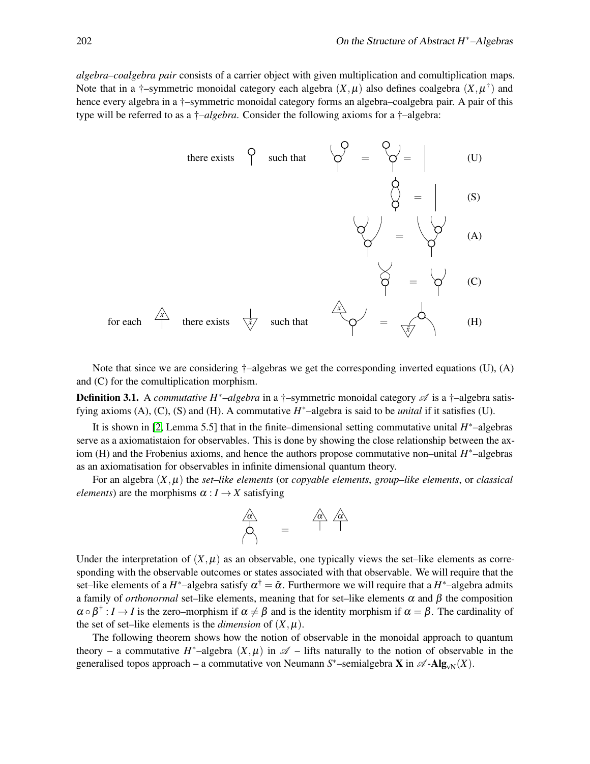*algebra–coalgebra pair* consists of a carrier object with given multiplication and comultiplication maps. Note that in a †–symmetric monoidal category each algebra $(X,\mu)$ also defines coalgebra $(X,\mu^\dagger)$ and hence every algebra in a †–symmetric monoidal category forms an algebra–coalgebra pair. A pair of this type will be referred to as a †*–algebra*. Consider the following axioms for a †–algebra:

there exists such that (U)

(S)

(A)

(C)

for each $x$ there exists $\bar{x}$ such that (H)

Note that since we are considering †–algebras we get the corresponding inverted equations (U), (A) and (C) for the comultiplication morphism.

**Definition 3.1.** A *commutative $H^*$–algebra* in a †–symmetric monoidal category $\mathscr{A}$ is a †–algebra satisfying axioms (A), (C), (S) and (H). A commutative $H^*$–algebra is said to be *unital* if it satisfies (U).

It is shown in [2, Lemma 5.5] that in the finite–dimensional setting commutative unital $H^*$–algebras serve as a axiomatistaion for observables. This is done by showing the close relationship between the axiom (H) and the Frobenius axioms, and hence the authors propose commutative non–unital $H^*$–algebras as an axiomatisation for observables in infinite dimensional quantum theory.

For an algebra $(X,\mu)$ the *set–like elements* (or *copyable elements*, *group–like elements*, or *classical elements*) are the morphisms $\alpha : I \to X$ satisfying

Under the interpretation of $(X,\mu)$ as an observable, one typically views the set–like elements as corresponding with the observable outcomes or states associated with that observable. We will require that the set–like elements of a $H^*$–algebra satisfy $\alpha^\dagger = \tilde{\alpha}$. Furthermore we will require that a $H^*$–algebra admits a family of *orthonormal* set–like elements, meaning that for set–like elements $\alpha$ and $\beta$ the composition $\alpha \circ \beta^\dagger : I \to I$ is the zero–morphism if $\alpha \neq \beta$ and is the identity morphism if $\alpha = \beta$. The cardinality of the set of set–like elements is the *dimension* of $(X,\mu)$.

The following theorem shows how the notion of observable in the monoidal approach to quantum theory – a commutative $H^*$–algebra $(X,\mu)$ in $\mathscr{A}$ – lifts naturally to the notion of observable in the generalised topos approach – a commutative von Neumann $S^*$–semialgebra $\mathbf{X}$ in $\mathscr{A}$-$\mathbf{Alg}_{\mathrm{vN}}(X)$.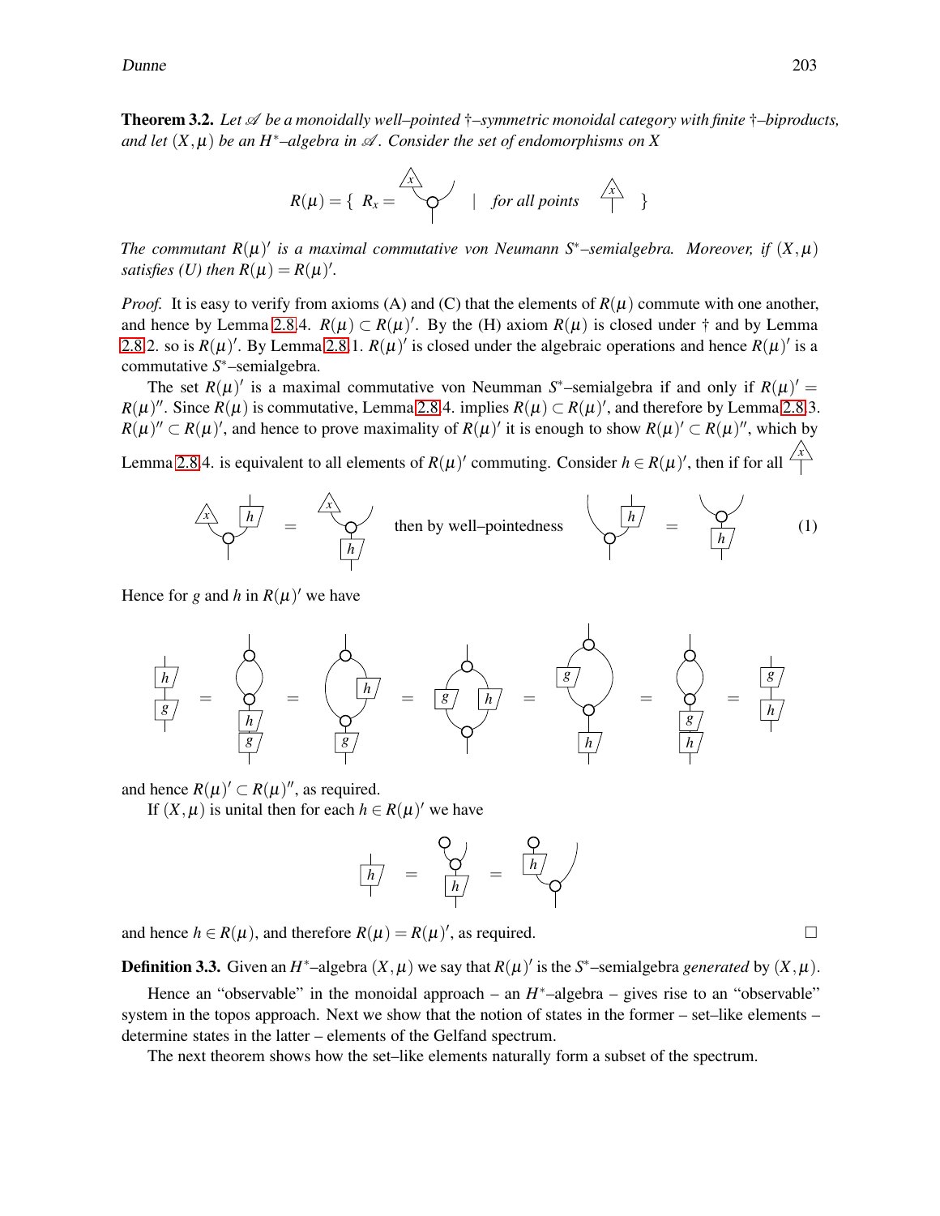**Theorem 3.2.** *Let $\mathscr{A}$ be a monoidally well–pointed †–symmetric monoidal category with finite †–biproducts, and let $(X,\mu)$ be an $H^*$–algebra in $\mathscr{A}$. Consider the set of endomorphisms on $X$*

$$R(\mu) = \{\ R_x = \quad | \quad \textit{for all points} \quad \}$$

*The commutant $R(\mu)'$ is a maximal commutative von Neumann $S^*$–semialgebra. Moreover, if $(X,\mu)$ satisfies (U) then $R(\mu) = R(\mu)'$.*

*Proof.* It is easy to verify from axioms (A) and (C) that the elements of $R(\mu)$ commute with one another, and hence by Lemma 2.8 4. $R(\mu) \subset R(\mu)'$. By the (H) axiom $R(\mu)$ is closed under † and by Lemma 2.8 2. so is $R(\mu)'$. By Lemma 2.8 1. $R(\mu)'$ is closed under the algebraic operations and hence $R(\mu)'$ is a commutative $S^*$–semialgebra.

The set $R(\mu)'$ is a maximal commutative von Neumman $S^*$–semialgebra if and only if $R(\mu)' = R(\mu)''$. Since $R(\mu)$ is commutative, Lemma 2.8 4. implies $R(\mu) \subset R(\mu)'$, and therefore by Lemma 2.8 3. $R(\mu)'' \subset R(\mu)'$, and hence to prove maximality of $R(\mu)'$ it is enough to show $R(\mu)' \subset R(\mu)''$, which by Lemma 2.8 4. is equivalent to all elements of $R(\mu)'$ commuting. Consider $h \in R(\mu)'$, then if for all $x$

$$= \qquad \text{then by well–pointedness} \qquad = \qquad (1)$$

Hence for $g$ and $h$ in $R(\mu)'$ we have

$$= \quad = \quad = \quad = \quad = \quad =$$

and hence $R(\mu)' \subset R(\mu)''$, as required.

If $(X,\mu)$ is unital then for each $h \in R(\mu)'$ we have

$$= \quad =$$

and hence $h \in R(\mu)$, and therefore $R(\mu) = R(\mu)'$, as required. □

**Definition 3.3.** Given an $H^*$–algebra $(X,\mu)$ we say that $R(\mu)'$ is the $S^*$–semialgebra *generated* by $(X,\mu)$.

Hence an "observable" in the monoidal approach – an $H^*$–algebra – gives rise to an "observable" system in the topos approach. Next we show that the notion of states in the former – set–like elements – determine states in the latter – elements of the Gelfand spectrum.

The next theorem shows how the set–like elements naturally form a subset of the spectrum.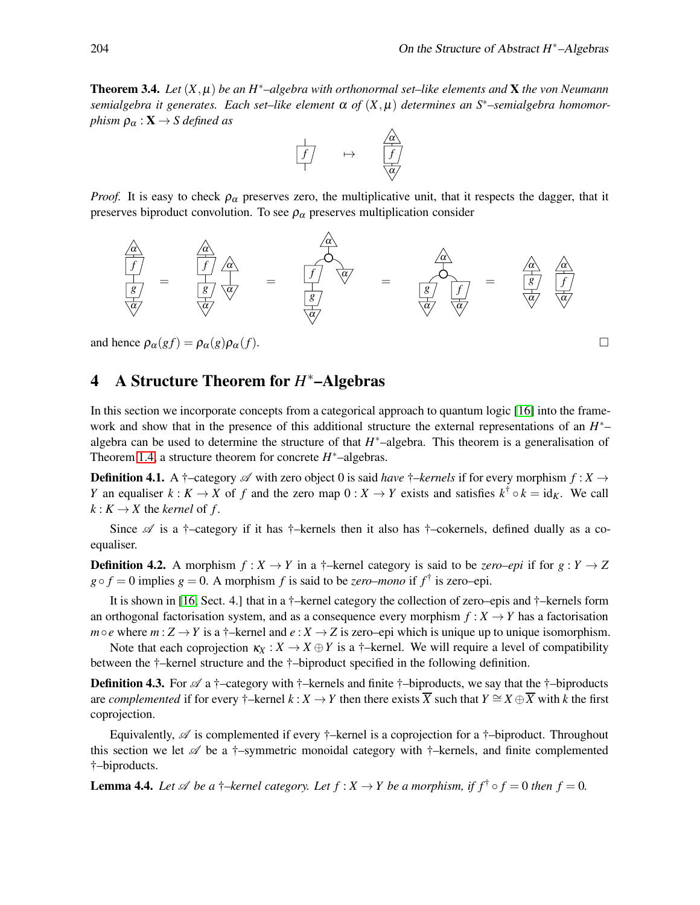**Theorem 3.4.** *Let $(X,\mu)$ be an $H^*$–algebra with orthonormal set–like elements and $\mathbf{X}$ the von Neumann semialgebra it generates. Each set–like element $\alpha$ of $(X,\mu)$ determines an $S^*$–semialgebra homomorphism $\rho_\alpha : \mathbf{X} \to S$ defined as*

*Proof.* It is easy to check $\rho_\alpha$ preserves zero, the multiplicative unit, that it respects the dagger, that it preserves biproduct convolution. To see $\rho_\alpha$ preserves multiplication consider

and hence $\rho_\alpha(gf) = \rho_\alpha(g)\rho_\alpha(f)$. □

## 4 A Structure Theorem for $H^*$–Algebras

In this section we incorporate concepts from a categorical approach to quantum logic [16] into the framework and show that in the presence of this additional structure the external representations of an $H^*$–algebra can be used to determine the structure of that $H^*$–algebra. This theorem is a generalisation of Theorem 1.4, a structure theorem for concrete $H^*$–algebras.

**Definition 4.1.** A †–category $\mathscr{A}$ with zero object 0 is said *have †–kernels* if for every morphism $f : X \to Y$ an equaliser $k : K \to X$ of $f$ and the zero map $0 : X \to Y$ exists and satisfies $k^\dagger \circ k = \mathrm{id}_K$. We call $k : K \to X$ the *kernel* of $f$.

Since $\mathscr{A}$ is a †–category if it has †–kernels then it also has †–cokernels, defined dually as a coequaliser.

**Definition 4.2.** A morphism $f : X \to Y$ in a †–kernel category is said to be *zero–epi* if for $g : Y \to Z$ $g \circ f = 0$ implies $g = 0$. A morphism $f$ is said to be *zero–mono* if $f^\dagger$ is zero–epi.

It is shown in [16, Sect. 4.] that in a †–kernel category the collection of zero–epis and †–kernels form an orthogonal factorisation system, and as a consequence every morphism $f : X \to Y$ has a factorisation $m \circ e$ where $m : Z \to Y$ is a †–kernel and $e : X \to Z$ is zero–epi which is unique up to unique isomorphism.

Note that each coprojection $\kappa_X : X \to X \oplus Y$ is a †–kernel. We will require a level of compatibility between the †–kernel structure and the †–biproduct specified in the following definition.

**Definition 4.3.** For $\mathscr{A}$ a †–category with †–kernels and finite †–biproducts, we say that the †–biproducts are *complemented* if for every †–kernel $k : X \to Y$ then there exists $\overline{X}$ such that $Y \cong X \oplus \overline{X}$ with $k$ the first coprojection.

Equivalently, $\mathscr{A}$ is complemented if every †–kernel is a coprojection for a †–biproduct. Throughout this section we let $\mathscr{A}$ be a †–symmetric monoidal category with †–kernels, and finite complemented †–biproducts.

**Lemma 4.4.** *Let $\mathscr{A}$ be a †–kernel category. Let $f : X \to Y$ be a morphism, if $f^\dagger \circ f = 0$ then $f = 0$.*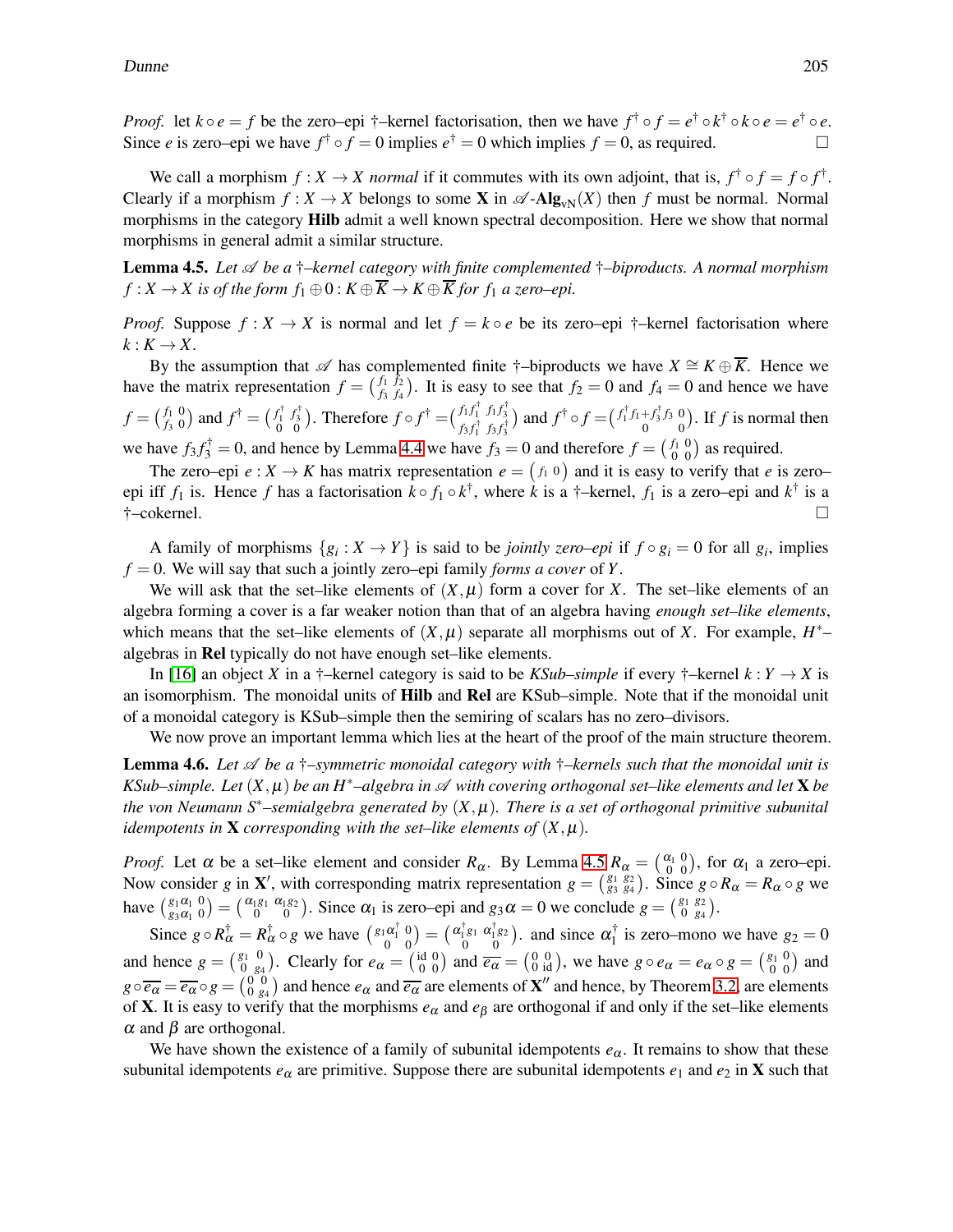*Proof.* let $k \circ e = f$ be the zero–epi †–kernel factorisation, then we have $f^\dagger \circ f = e^\dagger \circ k^\dagger \circ k \circ e = e^\dagger \circ e$. Since $e$ is zero–epi we have $f^\dagger \circ f = 0$ implies $e^\dagger = 0$ which implies $f = 0$, as required. □

We call a morphism $f : X \to X$ *normal* if it commutes with its own adjoint, that is, $f^\dagger \circ f = f \circ f^\dagger$. Clearly if a morphism $f : X \to X$ belongs to some $\mathbf{X}$ in $\mathscr{A}\text{-}\mathbf{Alg}_{\mathrm{vN}}(X)$ then $f$ must be normal. Normal morphisms in the category **Hilb** admit a well known spectral decomposition. Here we show that normal morphisms in general admit a similar structure.

**Lemma 4.5.** *Let $\mathscr{A}$ be a †–kernel category with finite complemented †–biproducts. A normal morphism $f : X \to X$ is of the form $f_1 \oplus 0 : K \oplus \overline{K} \to K \oplus \overline{K}$ for $f_1$ a zero–epi.*

*Proof.* Suppose $f : X \to X$ is normal and let $f = k \circ e$ be its zero–epi †–kernel factorisation where $k : K \to X$.

By the assumption that $\mathscr{A}$ has complemented finite †–biproducts we have $X \cong K \oplus \overline{K}$. Hence we have the matrix representation $f = \begin{pmatrix} f_1 & f_2 \\ f_3 & f_4 \end{pmatrix}$. It is easy to see that $f_2 = 0$ and $f_4 = 0$ and hence we have $f = \begin{pmatrix} f_1 & 0 \\ f_3 & 0 \end{pmatrix}$ and $f^\dagger = \begin{pmatrix} f_1^\dagger & f_3^\dagger \\ 0 & 0 \end{pmatrix}$. Therefore $f \circ f^\dagger = \begin{pmatrix} f_1 f_1^\dagger & f_1 f_3^\dagger \\ f_3 f_1^\dagger & f_3 f_3^\dagger \end{pmatrix}$ and $f^\dagger \circ f = \begin{pmatrix} f_1^\dagger f_1 + f_3^\dagger f_3 & 0 \\ 0 & 0 \end{pmatrix}$. If $f$ is normal then we have $f_3 f_3^\dagger = 0$, and hence by Lemma 4.4 we have $f_3 = 0$ and therefore $f = \begin{pmatrix} f_1 & 0 \\ 0 & 0 \end{pmatrix}$ as required.

The zero–epi $e : X \to K$ has matrix representation $e = \begin{pmatrix} f_1 & 0 \end{pmatrix}$ and it is easy to verify that $e$ is zero–epi iff $f_1$ is. Hence $f$ has a factorisation $k \circ f_1 \circ k^\dagger$, where $k$ is a †–kernel, $f_1$ is a zero–epi and $k^\dagger$ is a †–cokernel. □

A family of morphisms $\{g_i : X \to Y\}$ is said to be *jointly zero–epi* if $f \circ g_i = 0$ for all $g_i$, implies $f = 0$. We will say that such a jointly zero–epi family *forms a cover* of $Y$.

We will ask that the set–like elements of $(X, \mu)$ form a cover for $X$. The set–like elements of an algebra forming a cover is a far weaker notion than that of an algebra having *enough set–like elements*, which means that the set–like elements of $(X, \mu)$ separate all morphisms out of $X$. For example, $H^*$–algebras in **Rel** typically do not have enough set–like elements.

In [16] an object $X$ in a †–kernel category is said to be *KSub–simple* if every †–kernel $k : Y \to X$ is an isomorphism. The monoidal units of **Hilb** and **Rel** are KSub–simple. Note that if the monoidal unit of a monoidal category is KSub–simple then the semiring of scalars has no zero–divisors.

We now prove an important lemma which lies at the heart of the proof of the main structure theorem.

**Lemma 4.6.** *Let $\mathscr{A}$ be a †–symmetric monoidal category with †–kernels such that the monoidal unit is KSub–simple. Let $(X, \mu)$ be an $H^*$–algebra in $\mathscr{A}$ with covering orthogonal set–like elements and let $\mathbf{X}$ be the von Neumann $S^*$–semialgebra generated by $(X, \mu)$. There is a set of orthogonal primitive subunital idempotents in $\mathbf{X}$ corresponding with the set–like elements of $(X, \mu)$.*

*Proof.* Let $\alpha$ be a set–like element and consider $R_\alpha$. By Lemma 4.5 $R_\alpha = \begin{pmatrix} \alpha_1 & 0 \\ 0 & 0 \end{pmatrix}$, for $\alpha_1$ a zero–epi. Now consider $g$ in $\mathbf{X}'$, with corresponding matrix representation $g = \begin{pmatrix} g_1 & g_2 \\ g_3 & g_4 \end{pmatrix}$. Since $g \circ R_\alpha = R_\alpha \circ g$ we have $\begin{pmatrix} g_1\alpha_1 & 0 \\ g_3\alpha_1 & 0 \end{pmatrix} = \begin{pmatrix} \alpha_1 g_1 & \alpha_1 g_2 \\ 0 & 0 \end{pmatrix}$. Since $\alpha_1$ is zero–epi and $g_3\alpha = 0$ we conclude $g = \begin{pmatrix} g_1 & g_2 \\ 0 & g_4 \end{pmatrix}$.

Since $g \circ R_\alpha^\dagger = R_\alpha^\dagger \circ g$ we have $\begin{pmatrix} g_1\alpha_1^\dagger & 0 \\ 0 & 0 \end{pmatrix} = \begin{pmatrix} \alpha_1^\dagger g_1 & \alpha_1^\dagger g_2 \\ 0 & 0 \end{pmatrix}$. and since $\alpha_1^\dagger$ is zero–mono we have $g_2 = 0$ and hence $g = \begin{pmatrix} g_1 & 0 \\ 0 & g_4 \end{pmatrix}$. Clearly for $e_\alpha = \begin{pmatrix} \mathrm{id} & 0 \\ 0 & 0 \end{pmatrix}$ and $\overline{e_\alpha} = \begin{pmatrix} 0 & 0 \\ 0 & \mathrm{id} \end{pmatrix}$, we have $g \circ e_\alpha = e_\alpha \circ g = \begin{pmatrix} g_1 & 0 \\ 0 & 0 \end{pmatrix}$ and $g \circ \overline{e_\alpha} = \overline{e_\alpha} \circ g = \begin{pmatrix} 0 & 0 \\ 0 & g_4 \end{pmatrix}$ and hence $e_\alpha$ and $\overline{e_\alpha}$ are elements of $\mathbf{X}''$ and hence, by Theorem 3.2, are elements of $\mathbf{X}$. It is easy to verify that the morphisms $e_\alpha$ and $e_\beta$ are orthogonal if and only if the set–like elements $\alpha$ and $\beta$ are orthogonal.

We have shown the existence of a family of subunital idempotents $e_\alpha$. It remains to show that these subunital idempotents $e_\alpha$ are primitive. Suppose there are subunital idempotents $e_1$ and $e_2$ in $\mathbf{X}$ such that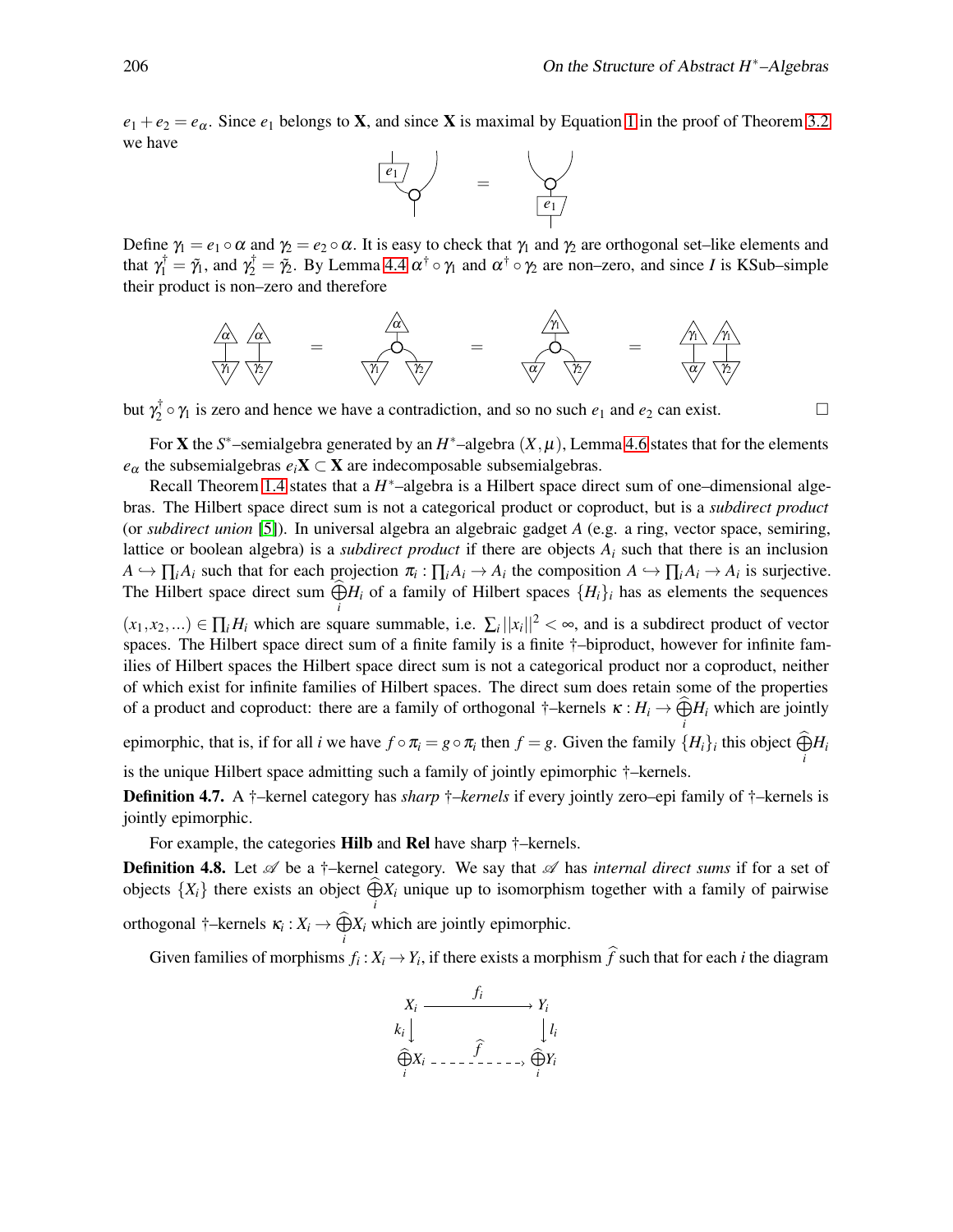$e_1 + e_2 = e_\alpha$. Since $e_1$ belongs to $\mathbf{X}$, and since $\mathbf{X}$ is maximal by Equation 1 in the proof of Theorem 3.2 we have

Define $\gamma_1 = e_1 \circ \alpha$ and $\gamma_2 = e_2 \circ \alpha$. It is easy to check that $\gamma_1$ and $\gamma_2$ are orthogonal set–like elements and that $\gamma_1^\dagger = \tilde{\gamma}_1$, and $\gamma_2^\dagger = \tilde{\gamma}_2$. By Lemma 4.4 $\alpha^\dagger \circ \gamma_1$ and $\alpha^\dagger \circ \gamma_2$ are non–zero, and since $I$ is KSub–simple their product is non–zero and therefore

but $\gamma_2^\dagger \circ \gamma_1$ is zero and hence we have a contradiction, and so no such $e_1$ and $e_2$ can exist. □

For $\mathbf{X}$ the $S^*$–semialgebra generated by an $H^*$–algebra $(X, \mu)$, Lemma 4.6 states that for the elements $e_\alpha$ the subsemialgebras $e_i\mathbf{X} \subset \mathbf{X}$ are indecomposable subsemialgebras.

Recall Theorem 1.4 states that a $H^*$–algebra is a Hilbert space direct sum of one–dimensional algebras. The Hilbert space direct sum is not a categorical product or coproduct, but is a *subdirect product* (or *subdirect union* [5]). In universal algebra an algebraic gadget $A$ (e.g. a ring, vector space, semiring, lattice or boolean algebra) is a *subdirect product* if there are objects $A_i$ such that there is an inclusion $A \hookrightarrow \prod_i A_i$ such that for each projection $\pi_i : \prod_i A_i \to A_i$ the composition $A \hookrightarrow \prod_i A_i \to A_i$ is surjective. The Hilbert space direct sum $\bigoplus_i H_i$ of a family of Hilbert spaces $\{H_i\}_i$ has as elements the sequences $(x_1, x_2, \ldots) \in \prod_i H_i$ which are square summable, i.e. $\sum_i ||x_i||^2 < \infty$, and is a subdirect product of vector spaces. The Hilbert space direct sum of a finite family is a finite †–biproduct, however for infinite families of Hilbert spaces the Hilbert space direct sum is not a categorical product nor a coproduct, neither of which exist for infinite families of Hilbert spaces. The direct sum does retain some of the properties of a product and coproduct: there are a family of orthogonal †–kernels $\kappa : H_i \to \widehat{\bigoplus_i} H_i$ which are jointly epimorphic, that is, if for all $i$ we have $f \circ \pi_i = g \circ \pi_i$ then $f = g$. Given the family $\{H_i\}_i$ this object $\widehat{\bigoplus_i} H_i$ is the unique Hilbert space admitting such a family of jointly epimorphic †–kernels.

**Definition 4.7.** A †–kernel category has *sharp †–kernels* if every jointly zero–epi family of †–kernels is jointly epimorphic.

For example, the categories **Hilb** and **Rel** have sharp †–kernels.

**Definition 4.8.** Let $\mathscr{A}$ be a †–kernel category. We say that $\mathscr{A}$ has *internal direct sums* if for a set of objects $\{X_i\}$ there exists an object $\widehat{\bigoplus_i} X_i$ unique up to isomorphism together with a family of pairwise orthogonal †–kernels $\kappa_i : X_i \to \widehat{\bigoplus_i} X_i$ which are jointly epimorphic.

Given families of morphisms $f_i : X_i \to Y_i$, if there exists a morphism $\widehat{f}$ such that for each $i$ the diagram

$$\begin{array}{ccc} X_i & \xrightarrow{f_i} & Y_i \\ {\scriptstyle k_i}\downarrow & & \downarrow{\scriptstyle l_i} \\ \widehat{\bigoplus_i} X_i & \xrightarrow{\widehat{f}} & \widehat{\bigoplus_i} Y_i \end{array}$$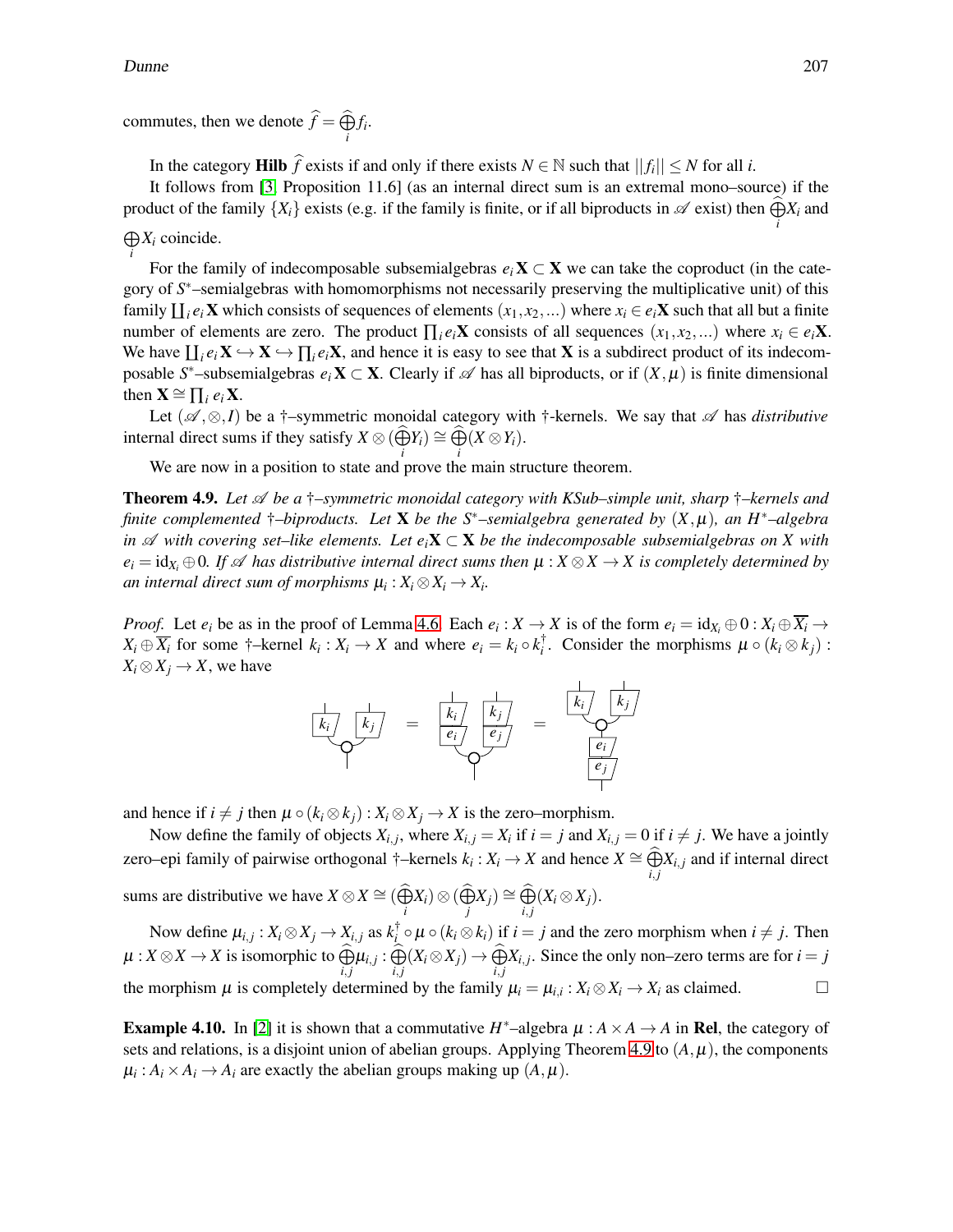commutes, then we denote $\widehat{f} = \widehat{\bigoplus_i} f_i$.

In the category **Hilb** $\widehat{f}$ exists if and only if there exists $N \in \mathbb{N}$ such that $||f_i|| \leq N$ for all $i$.

It follows from [3, Proposition 11.6] (as an internal direct sum is an extremal mono–source) if the product of the family $\{X_i\}$ exists (e.g. if the family is finite, or if all biproducts in $\mathscr{A}$ exist) then $\widehat{\bigoplus_i} X_i$ and $\bigoplus_i X_i$ coincide.

For the family of indecomposable subsemialgebras $e_i\mathbf{X} \subset \mathbf{X}$ we can take the coproduct (in the category of $S^*$–semialgebras with homomorphisms not necessarily preserving the multiplicative unit) of this family $\coprod_i e_i\mathbf{X}$ which consists of sequences of elements $(x_1, x_2, \ldots)$ where $x_i \in e_i\mathbf{X}$ such that all but a finite number of elements are zero. The product $\prod_i e_i\mathbf{X}$ consists of all sequences $(x_1, x_2, \ldots)$ where $x_i \in e_i\mathbf{X}$. We have $\coprod_i e_i\mathbf{X} \hookrightarrow \mathbf{X} \hookrightarrow \prod_i e_i\mathbf{X}$, and hence it is easy to see that $\mathbf{X}$ is a subdirect product of its indecomposable $S^*$–subsemialgebras $e_i\mathbf{X} \subset \mathbf{X}$. Clearly if $\mathscr{A}$ has all biproducts, or if $(X, \mu)$ is finite dimensional then $\mathbf{X} \cong \prod_i e_i\mathbf{X}$.

Let $(\mathscr{A}, \otimes, I)$ be a †–symmetric monoidal category with †-kernels. We say that $\mathscr{A}$ has *distributive* internal direct sums if they satisfy $X \otimes (\widehat{\bigoplus_i} Y_i) \cong \widehat{\bigoplus_i}(X \otimes Y_i)$.

We are now in a position to state and prove the main structure theorem.

**Theorem 4.9.** *Let $\mathscr{A}$ be a †–symmetric monoidal category with KSub–simple unit, sharp †–kernels and finite complemented †–biproducts. Let $\mathbf{X}$ be the $S^*$–semialgebra generated by $(X, \mu)$, an $H^*$–algebra in $\mathscr{A}$ with covering set–like elements. Let $e_i\mathbf{X} \subset \mathbf{X}$ be the indecomposable subsemialgebras on $X$ with $e_i = \mathrm{id}_{X_i} \oplus 0$. If $\mathscr{A}$ has distributive internal direct sums then $\mu : X \otimes X \to X$ is completely determined by an internal direct sum of morphisms $\mu_i : X_i \otimes X_i \to X_i$.*

*Proof.* Let $e_i$ be as in the proof of Lemma 4.6. Each $e_i : X \to X$ is of the form $e_i = \mathrm{id}_{X_i} \oplus 0 : X_i \oplus \overline{X_i} \to X_i \oplus \overline{X_i}$ for some †–kernel $k_i : X_i \to X$ and where $e_i = k_i \circ k_i^\dagger$. Consider the morphisms $\mu \circ (k_i \otimes k_j) : X_i \otimes X_j \to X$, we have

and hence if $i \neq j$ then $\mu \circ (k_i \otimes k_j) : X_i \otimes X_j \to X$ is the zero–morphism.

Now define the family of objects $X_{i,j}$, where $X_{i,j} = X_i$ if $i = j$ and $X_{i,j} = 0$ if $i \neq j$. We have a jointly zero–epi family of pairwise orthogonal †–kernels $k_i : X_i \to X$ and hence $X \cong \widehat{\bigoplus_{i,j}} X_{i,j}$ and if internal direct sums are distributive we have $X \otimes X \cong (\widehat{\bigoplus_i} X_i) \otimes (\widehat{\bigoplus_j} X_j) \cong \widehat{\bigoplus_{i,j}}(X_i \otimes X_j)$.

Now define $\mu_{i,j} : X_i \otimes X_j \to X_{i,j}$ as $k_i^\dagger \circ \mu \circ (k_i \otimes k_i)$ if $i = j$ and the zero morphism when $i \neq j$. Then $\mu : X \otimes X \to X$ is isomorphic to $\widehat{\bigoplus_{i,j}} \mu_{i,j} : \widehat{\bigoplus_{i,j}}(X_i \otimes X_j) \to \widehat{\bigoplus_{i,j}} X_{i,j}$. Since the only non–zero terms are for $i = j$ the morphism $\mu$ is completely determined by the family $\mu_i = \mu_{i,i} : X_i \otimes X_i \to X_i$ as claimed. □

**Example 4.10.** In [2] it is shown that a commutative $H^*$–algebra $\mu : A \times A \to A$ in **Rel**, the category of sets and relations, is a disjoint union of abelian groups. Applying Theorem 4.9 to $(A, \mu)$, the components $\mu_i : A_i \times A_i \to A_i$ are exactly the abelian groups making up $(A, \mu)$.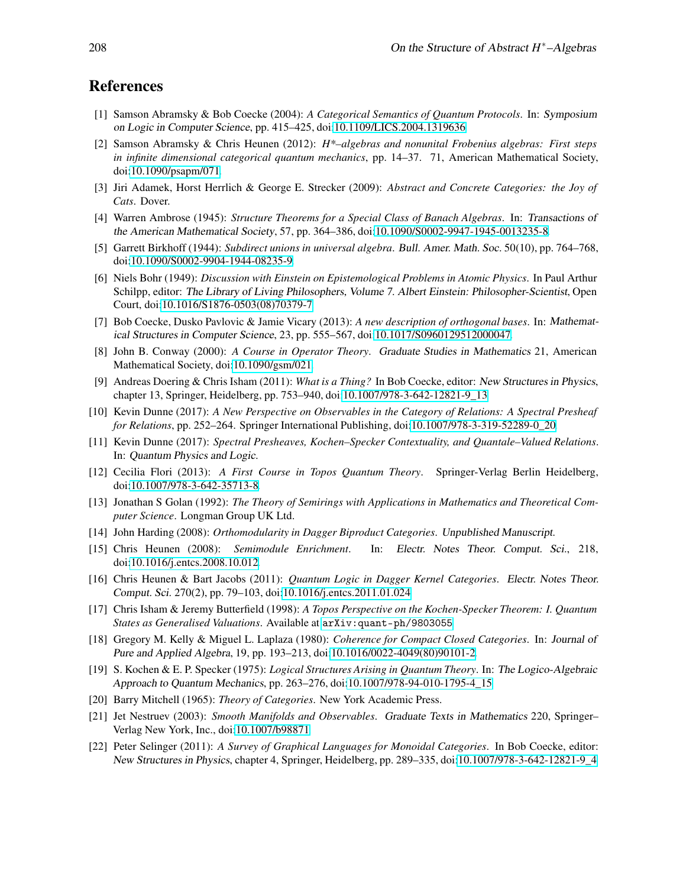## References

[1] Samson Abramsky & Bob Coecke (2004): *A Categorical Semantics of Quantum Protocols*. In: Symposium on Logic in Computer Science, pp. 415–425, doi:10.1109/LICS.2004.1319636.

[2] Samson Abramsky & Chris Heunen (2012): *H*–algebras and nonunital Frobenius algebras: First steps in infinite dimensional categorical quantum mechanics*, pp. 14–37. 71, American Mathematical Society, doi:10.1090/psapm/071.

[3] Jiri Adamek, Horst Herrlich & George E. Strecker (2009): *Abstract and Concrete Categories: the Joy of Cats*. Dover.

[4] Warren Ambrose (1945): *Structure Theorems for a Special Class of Banach Algebras*. In: Transactions of the American Mathematical Society, 57, pp. 364–386, doi:10.1090/S0002-9947-1945-0013235-8.

[5] Garrett Birkhoff (1944): *Subdirect unions in universal algebra*. Bull. Amer. Math. Soc. 50(10), pp. 764–768, doi:10.1090/S0002-9904-1944-08235-9.

[6] Niels Bohr (1949): *Discussion with Einstein on Epistemological Problems in Atomic Physics*. In Paul Arthur Schilpp, editor: The Library of Living Philosophers, Volume 7. Albert Einstein: Philosopher-Scientist, Open Court, doi:10.1016/S1876-0503(08)70379-7.

[7] Bob Coecke, Dusko Pavlovic & Jamie Vicary (2013): *A new description of orthogonal bases*. In: Mathematical Structures in Computer Science, 23, pp. 555–567, doi:10.1017/S0960129512000047.

[8] John B. Conway (2000): *A Course in Operator Theory*. Graduate Studies in Mathematics 21, American Mathematical Society, doi:10.1090/gsm/021.

[9] Andreas Doering & Chris Isham (2011): *What is a Thing?* In Bob Coecke, editor: New Structures in Physics, chapter 13, Springer, Heidelberg, pp. 753–940, doi:10.1007/978-3-642-12821-9_13.

[10] Kevin Dunne (2017): *A New Perspective on Observables in the Category of Relations: A Spectral Presheaf for Relations*, pp. 252–264. Springer International Publishing, doi:10.1007/978-3-319-52289-0_20.

[11] Kevin Dunne (2017): *Spectral Presheaves, Kochen–Specker Contextuality, and Quantale–Valued Relations*. In: Quantum Physics and Logic.

[12] Cecilia Flori (2013): *A First Course in Topos Quantum Theory*. Springer-Verlag Berlin Heidelberg, doi:10.1007/978-3-642-35713-8.

[13] Jonathan S Golan (1992): *The Theory of Semirings with Applications in Mathematics and Theoretical Computer Science*. Longman Group UK Ltd.

[14] John Harding (2008): *Orthomodularity in Dagger Biproduct Categories*. Unpublished Manuscript.

[15] Chris Heunen (2008): *Semimodule Enrichment*. In: Electr. Notes Theor. Comput. Sci., 218, doi:10.1016/j.entcs.2008.10.012.

[16] Chris Heunen & Bart Jacobs (2011): *Quantum Logic in Dagger Kernel Categories*. Electr. Notes Theor. Comput. Sci. 270(2), pp. 79–103, doi:10.1016/j.entcs.2011.01.024.

[17] Chris Isham & Jeremy Butterfield (1998): *A Topos Perspective on the Kochen-Specker Theorem: I. Quantum States as Generalised Valuations*. Available at `arXiv:quant-ph/9803055`.

[18] Gregory M. Kelly & Miguel L. Laplaza (1980): *Coherence for Compact Closed Categories*. In: Journal of Pure and Applied Algebra, 19, pp. 193–213, doi:10.1016/0022-4049(80)90101-2.

[19] S. Kochen & E. P. Specker (1975): *Logical Structures Arising in Quantum Theory*. In: The Logico-Algebraic Approach to Quantum Mechanics, pp. 263–276, doi:10.1007/978-94-010-1795-4_15.

[20] Barry Mitchell (1965): *Theory of Categories*. New York Academic Press.

[21] Jet Nestruev (2003): *Smooth Manifolds and Observables*. Graduate Texts in Mathematics 220, Springer–Verlag New York, Inc., doi:10.1007/b98871.

[22] Peter Selinger (2011): *A Survey of Graphical Languages for Monoidal Categories*. In Bob Coecke, editor: New Structures in Physics, chapter 4, Springer, Heidelberg, pp. 289–335, doi:10.1007/978-3-642-12821-9_4.